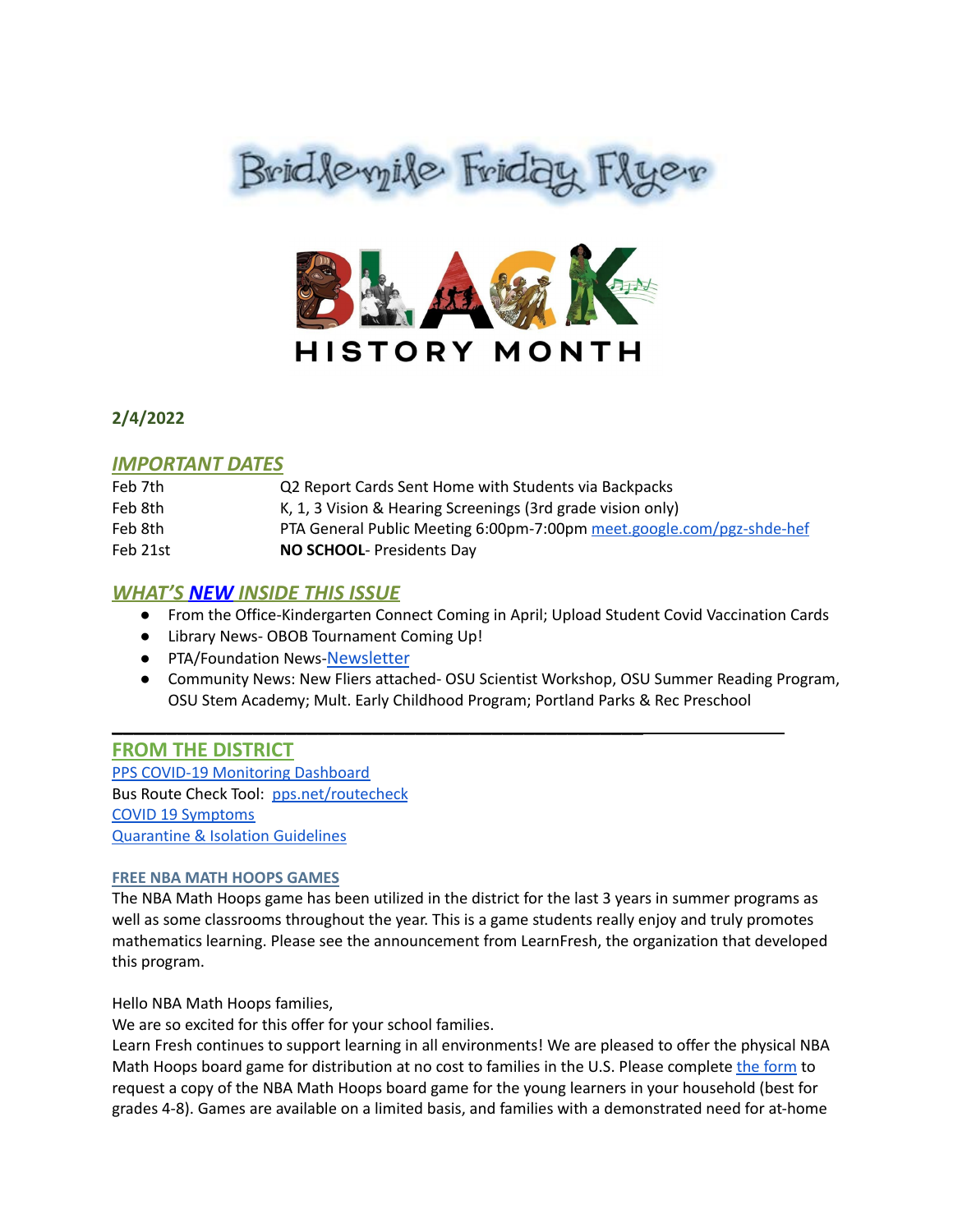# Bridlemile Friday Flyer

BLACK HISTORY MONTH

**2/4/2022**

## *IMPORTANT DATES*

| | |
|---|---|
| Feb 7th | Q2 Report Cards Sent Home with Students via Backpacks |
| Feb 8th | K, 1, 3 Vision & Hearing Screenings (3rd grade vision only) |
| Feb 8th | PTA General Public Meeting 6:00pm-7:00pm meet.google.com/pgz-shde-hef |
| Feb 21st | **NO SCHOOL**- Presidents Day |

## *WHAT'S NEW INSIDE THIS ISSUE*

- From the Office-Kindergarten Connect Coming in April; Upload Student Covid Vaccination Cards
- Library News- OBOB Tournament Coming Up!
- PTA/Foundation News-Newsletter
- Community News: New Fliers attached- OSU Scientist Workshop, OSU Summer Reading Program, OSU Stem Academy; Mult. Early Childhood Program; Portland Parks & Rec Preschool

---

## FROM THE DISTRICT

PPS COVID-19 Monitoring Dashboard
Bus Route Check Tool: pps.net/routecheck
COVID 19 Symptoms
Quarantine & Isolation Guidelines

### FREE NBA MATH HOOPS GAMES

The NBA Math Hoops game has been utilized in the district for the last 3 years in summer programs as well as some classrooms throughout the year. This is a game students really enjoy and truly promotes mathematics learning. Please see the announcement from LearnFresh, the organization that developed this program.

Hello NBA Math Hoops families,
We are so excited for this offer for your school families.
Learn Fresh continues to support learning in all environments! We are pleased to offer the physical NBA Math Hoops board game for distribution at no cost to families in the U.S. Please complete the form to request a copy of the NBA Math Hoops board game for the young learners in your household (best for grades 4-8). Games are available on a limited basis, and families with a demonstrated need for at-home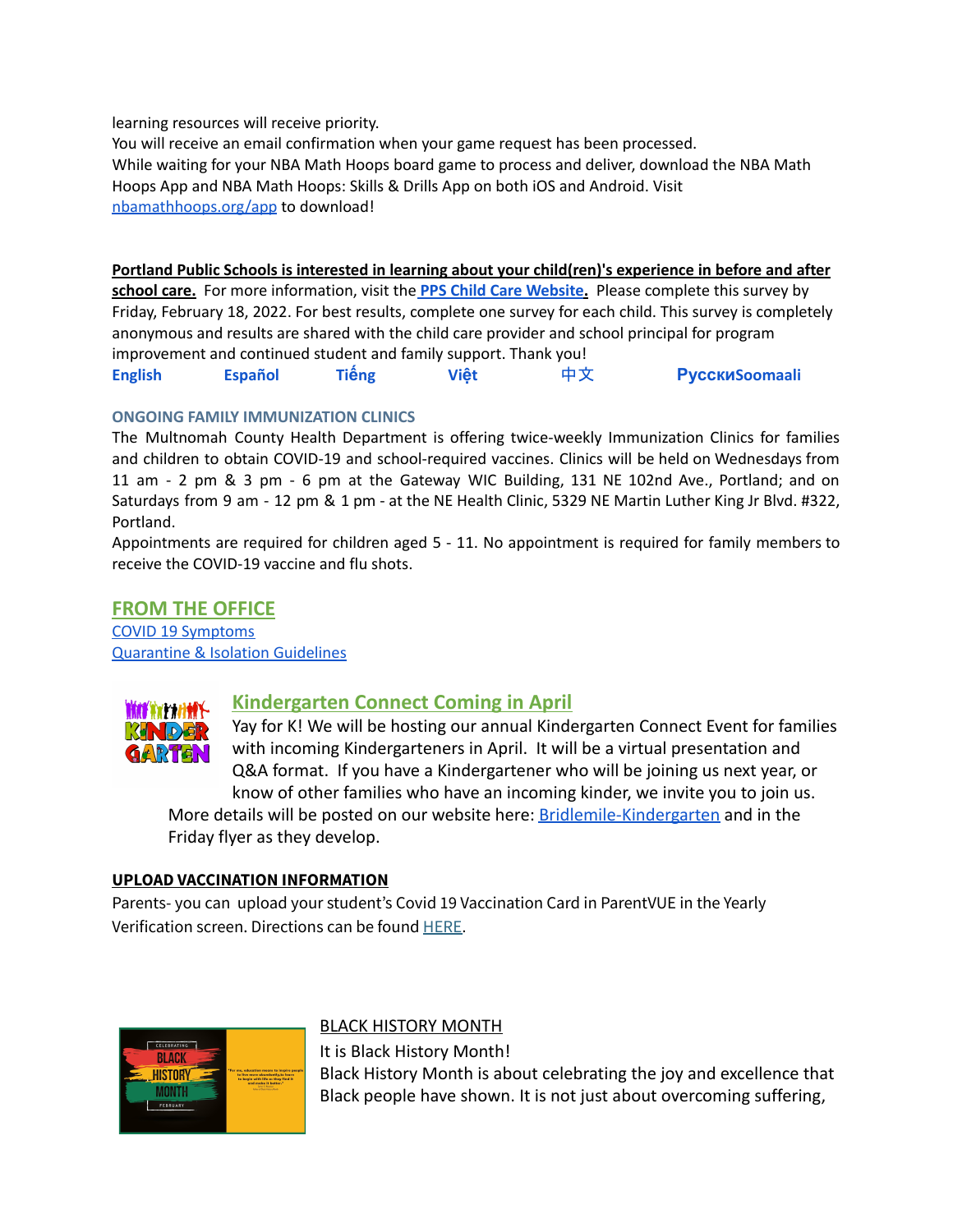learning resources will receive priority.
You will receive an email confirmation when your game request has been processed.
While waiting for your NBA Math Hoops board game to process and deliver, download the NBA Math Hoops App and NBA Math Hoops: Skills & Drills App on both iOS and Android. Visit nbamathhoops.org/app to download!

**Portland Public Schools is interested in learning about your child(ren)'s experience in before and after school care.** For more information, visit the **PPS Child Care Website.** Please complete this survey by Friday, February 18, 2022. For best results, complete one survey for each child. This survey is completely anonymous and results are shared with the child care provider and school principal for program improvement and continued student and family support. Thank you!

**English** **Español** **Tiếng** **Việt** **中文** **РусскиSoomaali**

**ONGOING FAMILY IMMUNIZATION CLINICS**

The Multnomah County Health Department is offering twice-weekly Immunization Clinics for families and children to obtain COVID-19 and school-required vaccines. Clinics will be held on Wednesdays from 11 am - 2 pm & 3 pm - 6 pm at the Gateway WIC Building, 131 NE 102nd Ave., Portland; and on Saturdays from 9 am - 12 pm & 1 pm - at the NE Health Clinic, 5329 NE Martin Luther King Jr Blvd. #322, Portland.

Appointments are required for children aged 5 - 11. No appointment is required for family members to receive the COVID-19 vaccine and flu shots.

## FROM THE OFFICE

COVID 19 Symptoms
Quarantine & Isolation Guidelines

### Kindergarten Connect Coming in April

Yay for K! We will be hosting our annual Kindergarten Connect Event for families with incoming Kindergarteners in April. It will be a virtual presentation and Q&A format. If you have a Kindergartener who will be joining us next year, or know of other families who have an incoming kinder, we invite you to join us. More details will be posted on our website here: Bridlemile-Kindergarten and in the Friday flyer as they develop.

**UPLOAD VACCINATION INFORMATION**

Parents- you can upload your student's Covid 19 Vaccination Card in ParentVUE in the Yearly Verification screen. Directions can be found HERE.

BLACK HISTORY MONTH

It is Black History Month!
Black History Month is about celebrating the joy and excellence that Black people have shown. It is not just about overcoming suffering,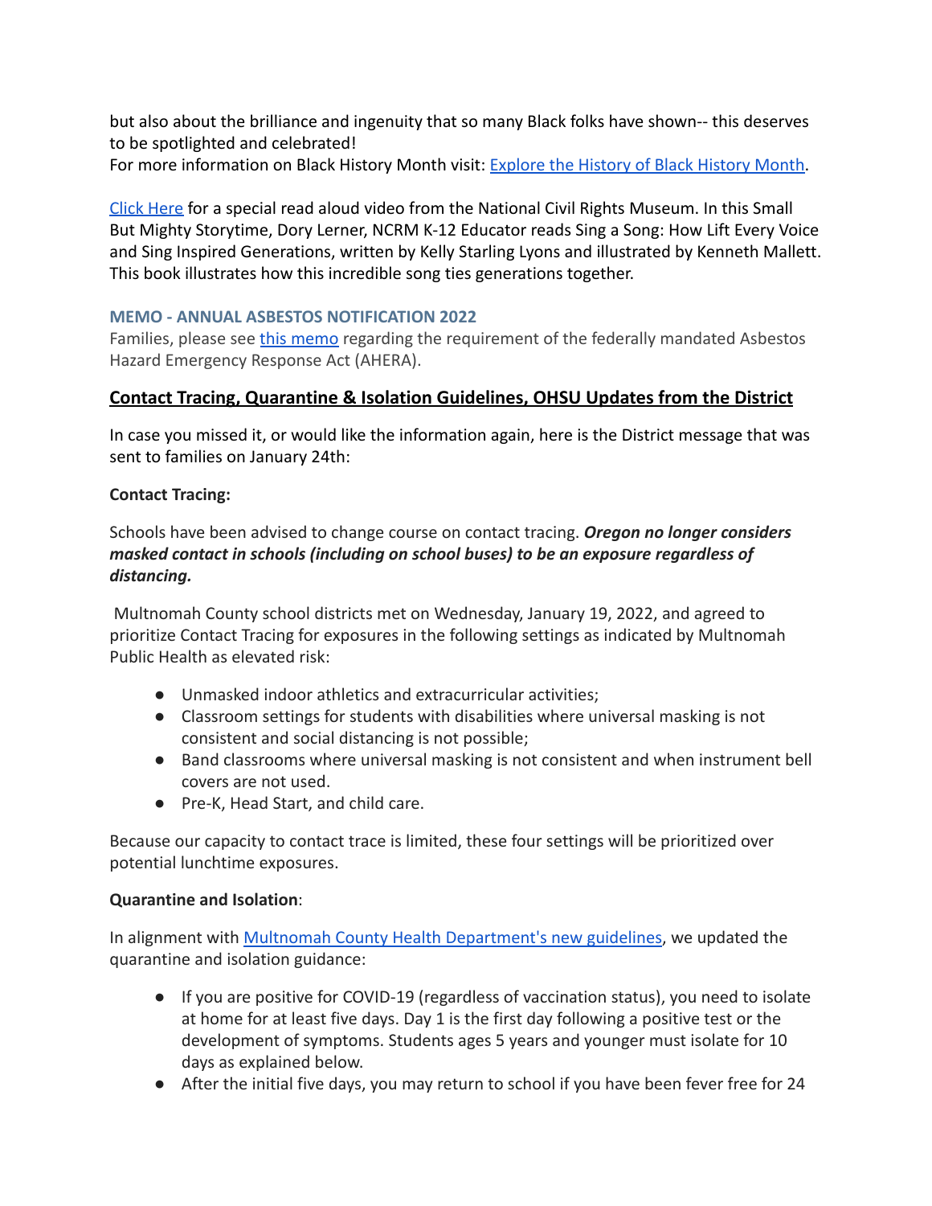but also about the brilliance and ingenuity that so many Black folks have shown-- this deserves to be spotlighted and celebrated!
For more information on Black History Month visit: [Explore the History of Black History Month](#).

[Click Here](#) for a special read aloud video from the National Civil Rights Museum. In this Small But Mighty Storytime, Dory Lerner, NCRM K-12 Educator reads Sing a Song: How Lift Every Voice and Sing Inspired Generations, written by Kelly Starling Lyons and illustrated by Kenneth Mallett. This book illustrates how this incredible song ties generations together.

### MEMO - ANNUAL ASBESTOS NOTIFICATION 2022

Families, please see [this memo](#) regarding the requirement of the federally mandated Asbestos Hazard Emergency Response Act (AHERA).

## Contact Tracing, Quarantine & Isolation Guidelines, OHSU Updates from the District

In case you missed it, or would like the information again, here is the District message that was sent to families on January 24th:

**Contact Tracing:**

Schools have been advised to change course on contact tracing. ***Oregon no longer considers masked contact in schools (including on school buses) to be an exposure regardless of distancing.***

Multnomah County school districts met on Wednesday, January 19, 2022, and agreed to prioritize Contact Tracing for exposures in the following settings as indicated by Multnomah Public Health as elevated risk:

- Unmasked indoor athletics and extracurricular activities;
- Classroom settings for students with disabilities where universal masking is not consistent and social distancing is not possible;
- Band classrooms where universal masking is not consistent and when instrument bell covers are not used.
- Pre-K, Head Start, and child care.

Because our capacity to contact trace is limited, these four settings will be prioritized over potential lunchtime exposures.

**Quarantine and Isolation**:

In alignment with [Multnomah County Health Department's new guidelines](#), we updated the quarantine and isolation guidance:

- If you are positive for COVID-19 (regardless of vaccination status), you need to isolate at home for at least five days. Day 1 is the first day following a positive test or the development of symptoms. Students ages 5 years and younger must isolate for 10 days as explained below.
- After the initial five days, you may return to school if you have been fever free for 24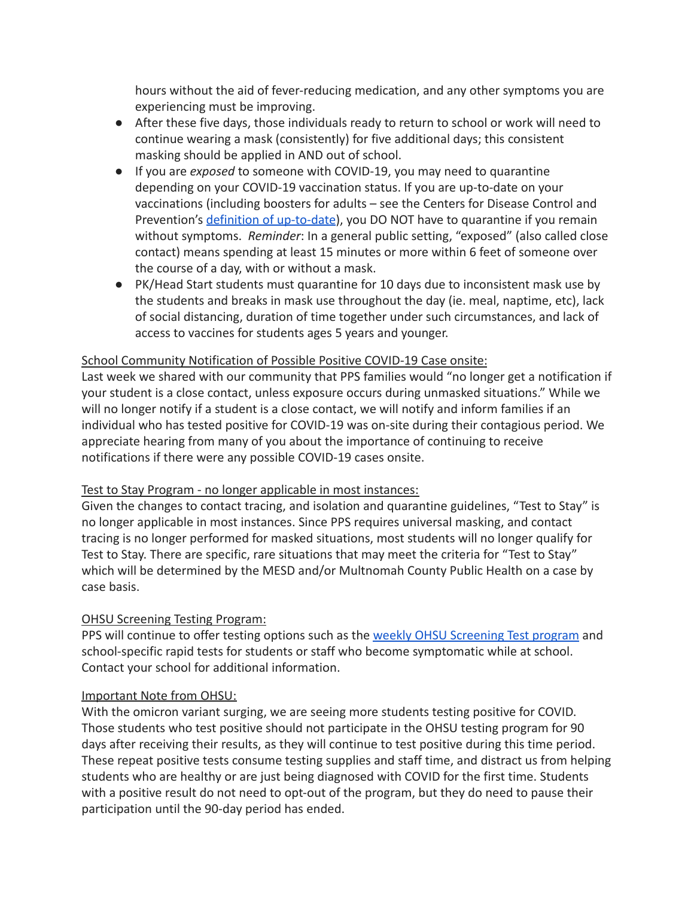hours without the aid of fever-reducing medication, and any other symptoms you are experiencing must be improving.

- After these five days, those individuals ready to return to school or work will need to continue wearing a mask (consistently) for five additional days; this consistent masking should be applied in AND out of school.
- If you are *exposed* to someone with COVID-19, you may need to quarantine depending on your COVID-19 vaccination status. If you are up-to-date on your vaccinations (including boosters for adults – see the Centers for Disease Control and Prevention's [definition of up-to-date](#)), you DO NOT have to quarantine if you remain without symptoms. *Reminder*: In a general public setting, "exposed" (also called close contact) means spending at least 15 minutes or more within 6 feet of someone over the course of a day, with or without a mask.
- PK/Head Start students must quarantine for 10 days due to inconsistent mask use by the students and breaks in mask use throughout the day (ie. meal, naptime, etc), lack of social distancing, duration of time together under such circumstances, and lack of access to vaccines for students ages 5 years and younger.

<u>School Community Notification of Possible Positive COVID-19 Case onsite:</u>

Last week we shared with our community that PPS families would "no longer get a notification if your student is a close contact, unless exposure occurs during unmasked situations." While we will no longer notify if a student is a close contact, we will notify and inform families if an individual who has tested positive for COVID-19 was on-site during their contagious period. We appreciate hearing from many of you about the importance of continuing to receive notifications if there were any possible COVID-19 cases onsite.

<u>Test to Stay Program - no longer applicable in most instances:</u>

Given the changes to contact tracing, and isolation and quarantine guidelines, "Test to Stay" is no longer applicable in most instances. Since PPS requires universal masking, and contact tracing is no longer performed for masked situations, most students will no longer qualify for Test to Stay. There are specific, rare situations that may meet the criteria for "Test to Stay" which will be determined by the MESD and/or Multnomah County Public Health on a case by case basis.

<u>OHSU Screening Testing Program:</u>

PPS will continue to offer testing options such as the [weekly OHSU Screening Test program](#) and school-specific rapid tests for students or staff who become symptomatic while at school. Contact your school for additional information.

<u>Important Note from OHSU:</u>

With the omicron variant surging, we are seeing more students testing positive for COVID. Those students who test positive should not participate in the OHSU testing program for 90 days after receiving their results, as they will continue to test positive during this time period. These repeat positive tests consume testing supplies and staff time, and distract us from helping students who are healthy or are just being diagnosed with COVID for the first time. Students with a positive result do not need to opt-out of the program, but they do need to pause their participation until the 90-day period has ended.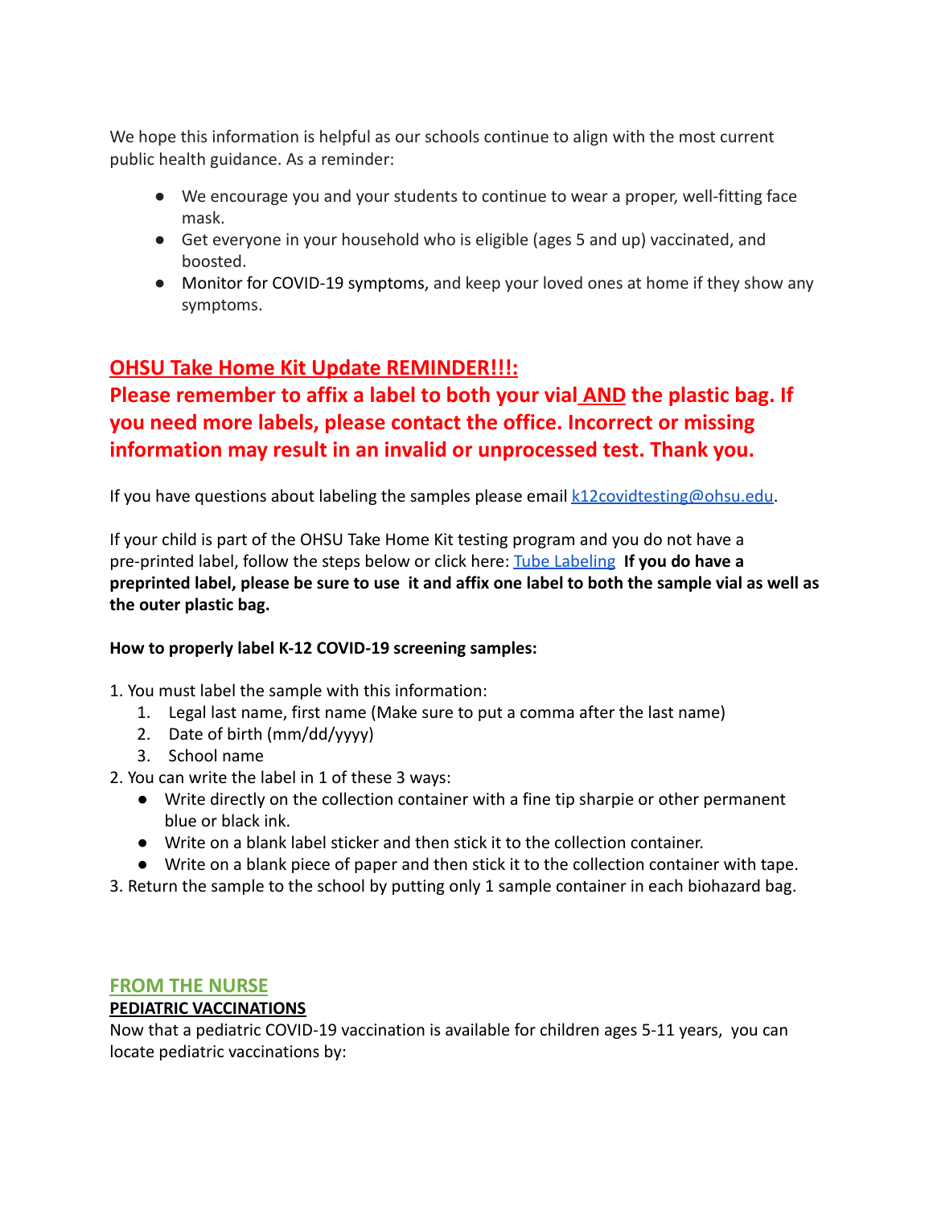We hope this information is helpful as our schools continue to align with the most current public health guidance. As a reminder:

- We encourage you and your students to continue to wear a proper, well-fitting face mask.
- Get everyone in your household who is eligible (ages 5 and up) vaccinated, and boosted.
- Monitor for COVID-19 symptoms, and keep your loved ones at home if they show any symptoms.

## OHSU Take Home Kit Update REMINDER!!!:

**Please remember to affix a label to both your vial AND the plastic bag. If you need more labels, please contact the office. Incorrect or missing information may result in an invalid or unprocessed test. Thank you.**

If you have questions about labeling the samples please email k12covidtesting@ohsu.edu.

If your child is part of the OHSU Take Home Kit testing program and you do not have a pre-printed label, follow the steps below or click here: Tube Labeling **If you do have a preprinted label, please be sure to use it and affix one label to both the sample vial as well as the outer plastic bag.**

**How to properly label K-12 COVID-19 screening samples:**

1. You must label the sample with this information:
   1. Legal last name, first name (Make sure to put a comma after the last name)
   2. Date of birth (mm/dd/yyyy)
   3. School name
2. You can write the label in 1 of these 3 ways:
   - Write directly on the collection container with a fine tip sharpie or other permanent blue or black ink.
   - Write on a blank label sticker and then stick it to the collection container.
   - Write on a blank piece of paper and then stick it to the collection container with tape.
3. Return the sample to the school by putting only 1 sample container in each biohazard bag.

## FROM THE NURSE

### PEDIATRIC VACCINATIONS

Now that a pediatric COVID-19 vaccination is available for children ages 5-11 years, you can locate pediatric vaccinations by: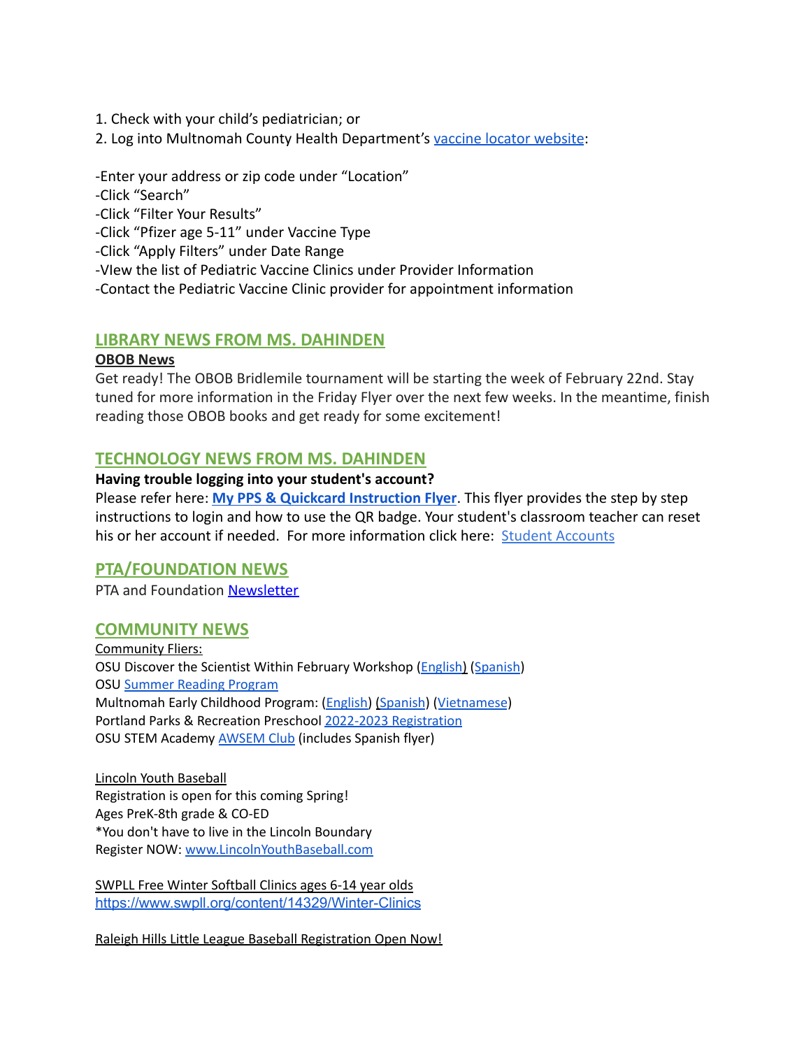1. Check with your child's pediatrician; or
2. Log into Multnomah County Health Department's vaccine locator website:

-Enter your address or zip code under "Location"
-Click "Search"
-Click "Filter Your Results"
-Click "Pfizer age 5-11" under Vaccine Type
-Click "Apply Filters" under Date Range
-VIew the list of Pediatric Vaccine Clinics under Provider Information
-Contact the Pediatric Vaccine Clinic provider for appointment information

## LIBRARY NEWS FROM MS. DAHINDEN

**OBOB News**

Get ready! The OBOB Bridlemile tournament will be starting the week of February 22nd. Stay tuned for more information in the Friday Flyer over the next few weeks. In the meantime, finish reading those OBOB books and get ready for some excitement!

## TECHNOLOGY NEWS FROM MS. DAHINDEN

**Having trouble logging into your student's account?**

Please refer here: **My PPS & Quickcard Instruction Flyer**. This flyer provides the step by step instructions to login and how to use the QR badge. Your student's classroom teacher can reset his or her account if needed. For more information click here: Student Accounts

## PTA/FOUNDATION NEWS

PTA and Foundation Newsletter

## COMMUNITY NEWS

Community Fliers:
OSU Discover the Scientist Within February Workshop (English) (Spanish)
OSU Summer Reading Program
Multnomah Early Childhood Program: (English) (Spanish) (Vietnamese)
Portland Parks & Recreation Preschool 2022-2023 Registration
OSU STEM Academy AWSEM Club (includes Spanish flyer)

Lincoln Youth Baseball
Registration is open for this coming Spring!
Ages PreK-8th grade & CO-ED
*You don't have to live in the Lincoln Boundary
Register NOW: www.LincolnYouthBaseball.com

SWPLL Free Winter Softball Clinics ages 6-14 year olds
https://www.swpll.org/content/14329/Winter-Clinics

Raleigh Hills Little League Baseball Registration Open Now!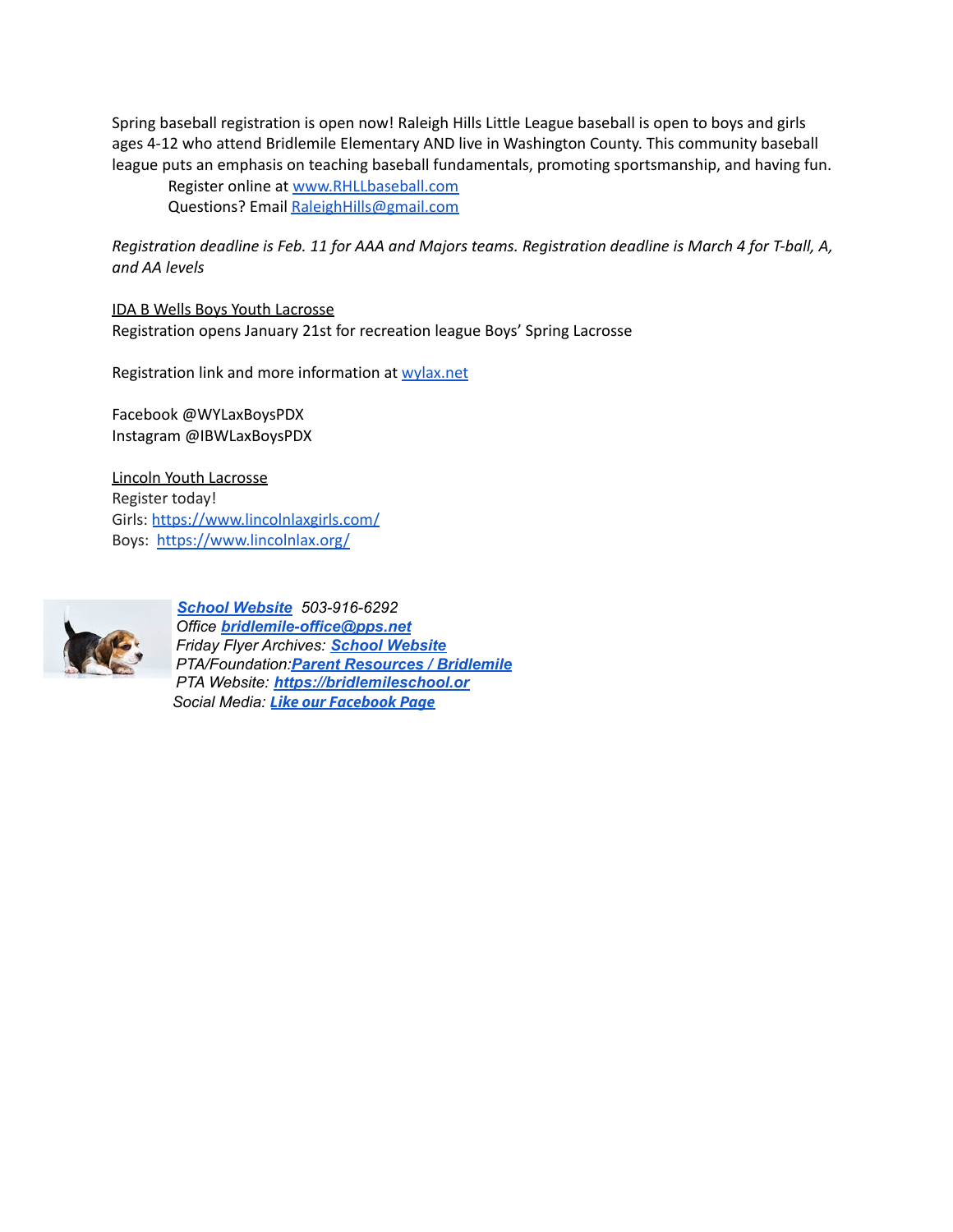Spring baseball registration is open now! Raleigh Hills Little League baseball is open to boys and girls ages 4-12 who attend Bridlemile Elementary AND live in Washington County. This community baseball league puts an emphasis on teaching baseball fundamentals, promoting sportsmanship, and having fun.

Register online at www.RHLLbaseball.com
Questions? Email RaleighHills@gmail.com

*Registration deadline is Feb. 11 for AAA and Majors teams. Registration deadline is March 4 for T-ball, A, and AA levels*

IDA B Wells Boys Youth Lacrosse
Registration opens January 21st for recreation league Boys' Spring Lacrosse

Registration link and more information at wylax.net

Facebook @WYLaxBoysPDX
Instagram @IBWLaxBoysPDX

Lincoln Youth Lacrosse
Register today!
Girls: https://www.lincolnlaxgirls.com/
Boys: https://www.lincolnlax.org/

***School Website*** *503-916-6292*
*Office* ***bridlemile-office@pps.net***
*Friday Flyer Archives:* ***School Website***
*PTA/Foundation:****Parent Resources / Bridlemile***
*PTA Website:* ***https://bridlemileschool.or***
*Social Media:* ***Like our Facebook Page***